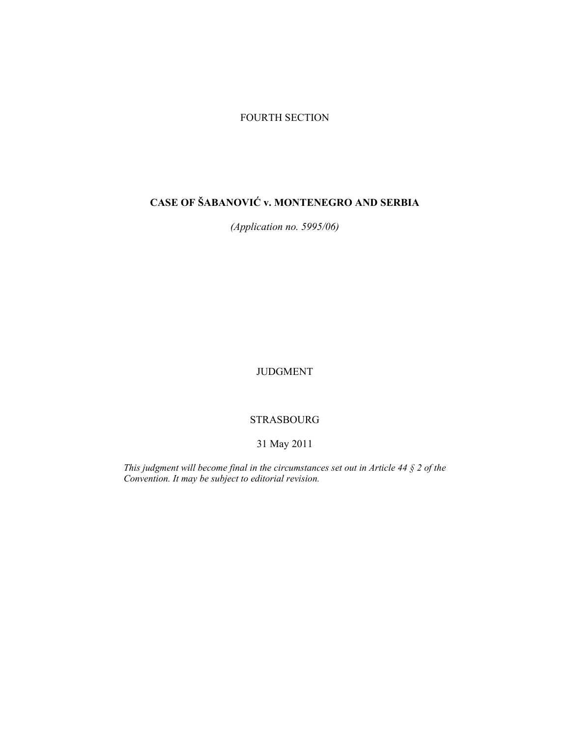FOURTH SECTION

# CASE OF ŠABANOVIĆ v. MONTENEGRO AND SERBIA

*(Application no. 5995/06)*

JUDGMENT

STRASBOURG

31 May 2011

*This judgment will become final in the circumstances set out in Article 44 § 2 of the Convention. It may be subject to editorial revision.*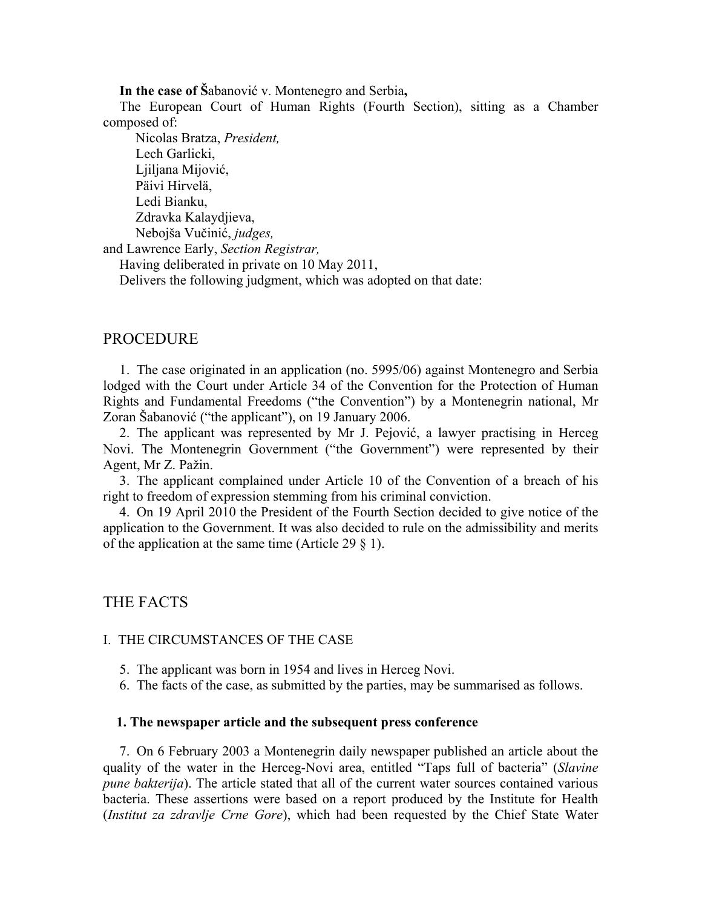**In the case of** Šabanović v. Montenegro and Serbia**,**

The European Court of Human Rights (Fourth Section), sitting as a Chamber composed of:

Nicolas Bratza, *President,*
Lech Garlicki,
Ljiljana Mijović,
Päivi Hirvelä,
Ledi Bianku,
Zdravka Kalaydjieva,
Nebojša Vučinić, *judges,*

and Lawrence Early, *Section Registrar,*

Having deliberated in private on 10 May 2011,

Delivers the following judgment, which was adopted on that date:

## PROCEDURE

1. The case originated in an application (no. 5995/06) against Montenegro and Serbia lodged with the Court under Article 34 of the Convention for the Protection of Human Rights and Fundamental Freedoms ("the Convention") by a Montenegrin national, Mr Zoran Šabanović ("the applicant"), on 19 January 2006.

2. The applicant was represented by Mr J. Pejović, a lawyer practising in Herceg Novi. The Montenegrin Government ("the Government") were represented by their Agent, Mr Z. Pažin.

3. The applicant complained under Article 10 of the Convention of a breach of his right to freedom of expression stemming from his criminal conviction.

4. On 19 April 2010 the President of the Fourth Section decided to give notice of the application to the Government. It was also decided to rule on the admissibility and merits of the application at the same time (Article 29 § 1).

## THE FACTS

### I. THE CIRCUMSTANCES OF THE CASE

5. The applicant was born in 1954 and lives in Herceg Novi.

6. The facts of the case, as submitted by the parties, may be summarised as follows.

#### 1. The newspaper article and the subsequent press conference

7. On 6 February 2003 a Montenegrin daily newspaper published an article about the quality of the water in the Herceg-Novi area, entitled "Taps full of bacteria" (*Slavine pune bakterija*). The article stated that all of the current water sources contained various bacteria. These assertions were based on a report produced by the Institute for Health (*Institut za zdravlje Crne Gore*), which had been requested by the Chief State Water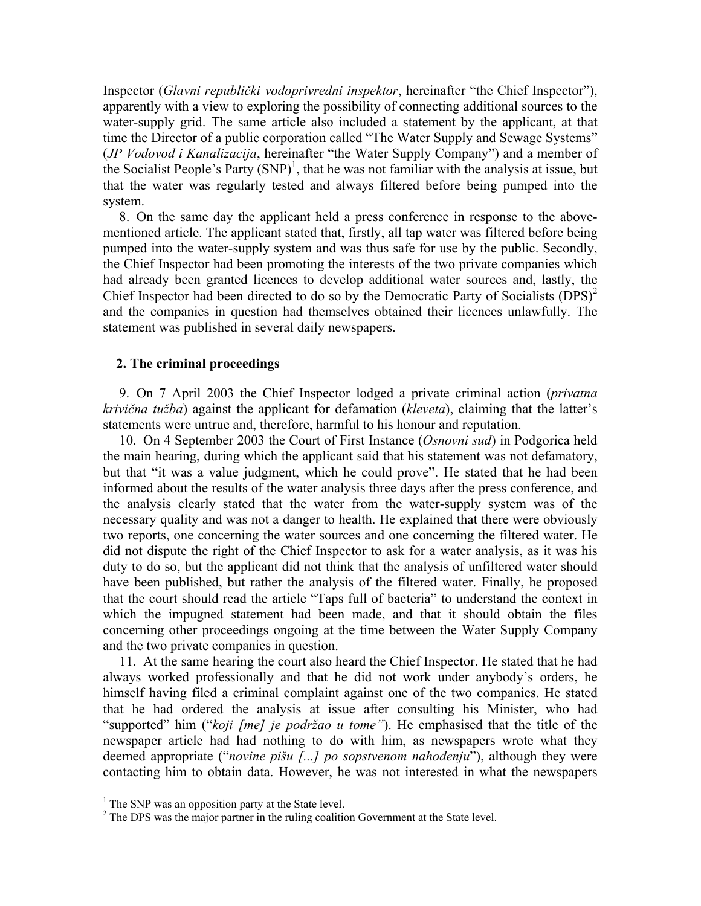Inspector (*Glavni republički vodoprivredni inspektor*, hereinafter "the Chief Inspector"), apparently with a view to exploring the possibility of connecting additional sources to the water-supply grid. The same article also included a statement by the applicant, at that time the Director of a public corporation called "The Water Supply and Sewage Systems" (*JP Vodovod i Kanalizacija*, hereinafter "the Water Supply Company") and a member of the Socialist People's Party (SNP)[1], that he was not familiar with the analysis at issue, but that the water was regularly tested and always filtered before being pumped into the system.

8. On the same day the applicant held a press conference in response to the above-mentioned article. The applicant stated that, firstly, all tap water was filtered before being pumped into the water-supply system and was thus safe for use by the public. Secondly, the Chief Inspector had been promoting the interests of the two private companies which had already been granted licences to develop additional water sources and, lastly, the Chief Inspector had been directed to do so by the Democratic Party of Socialists (DPS)[2] and the companies in question had themselves obtained their licences unlawfully. The statement was published in several daily newspapers.

## 2. The criminal proceedings

9. On 7 April 2003 the Chief Inspector lodged a private criminal action (*privatna krivična tužba*) against the applicant for defamation (*kleveta*), claiming that the latter's statements were untrue and, therefore, harmful to his honour and reputation.

10. On 4 September 2003 the Court of First Instance (*Osnovni sud*) in Podgorica held the main hearing, during which the applicant said that his statement was not defamatory, but that "it was a value judgment, which he could prove". He stated that he had been informed about the results of the water analysis three days after the press conference, and the analysis clearly stated that the water from the water-supply system was of the necessary quality and was not a danger to health. He explained that there were obviously two reports, one concerning the water sources and one concerning the filtered water. He did not dispute the right of the Chief Inspector to ask for a water analysis, as it was his duty to do so, but the applicant did not think that the analysis of unfiltered water should have been published, but rather the analysis of the filtered water. Finally, he proposed that the court should read the article "Taps full of bacteria" to understand the context in which the impugned statement had been made, and that it should obtain the files concerning other proceedings ongoing at the time between the Water Supply Company and the two private companies in question.

11. At the same hearing the court also heard the Chief Inspector. He stated that he had always worked professionally and that he did not work under anybody's orders, he himself having filed a criminal complaint against one of the two companies. He stated that he had ordered the analysis at issue after consulting his Minister, who had "supported" him ("*koji [me] je podržao u tome"*). He emphasised that the title of the newspaper article had had nothing to do with him, as newspapers wrote what they deemed appropriate ("*novine pišu [...] po sopstvenom nahođenju*"), although they were contacting him to obtain data. However, he was not interested in what the newspapers

[1] The SNP was an opposition party at the State level.

[2] The DPS was the major partner in the ruling coalition Government at the State level.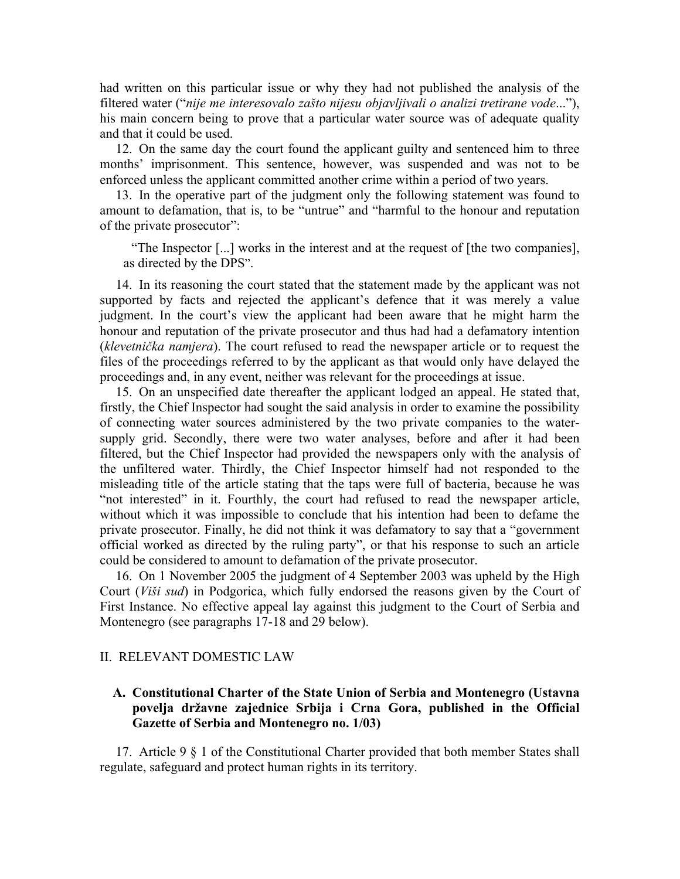had written on this particular issue or why they had not published the analysis of the filtered water ("*nije me interesovalo zašto nijesu objavljivali o analizi tretirane vode*..."), his main concern being to prove that a particular water source was of adequate quality and that it could be used.

12. On the same day the court found the applicant guilty and sentenced him to three months' imprisonment. This sentence, however, was suspended and was not to be enforced unless the applicant committed another crime within a period of two years.

13. In the operative part of the judgment only the following statement was found to amount to defamation, that is, to be "untrue" and "harmful to the honour and reputation of the private prosecutor":

> "The Inspector [...] works in the interest and at the request of [the two companies], as directed by the DPS".

14. In its reasoning the court stated that the statement made by the applicant was not supported by facts and rejected the applicant's defence that it was merely a value judgment. In the court's view the applicant had been aware that he might harm the honour and reputation of the private prosecutor and thus had had a defamatory intention (*klevetnička namjera*). The court refused to read the newspaper article or to request the files of the proceedings referred to by the applicant as that would only have delayed the proceedings and, in any event, neither was relevant for the proceedings at issue.

15. On an unspecified date thereafter the applicant lodged an appeal. He stated that, firstly, the Chief Inspector had sought the said analysis in order to examine the possibility of connecting water sources administered by the two private companies to the water-supply grid. Secondly, there were two water analyses, before and after it had been filtered, but the Chief Inspector had provided the newspapers only with the analysis of the unfiltered water. Thirdly, the Chief Inspector himself had not responded to the misleading title of the article stating that the taps were full of bacteria, because he was "not interested" in it. Fourthly, the court had refused to read the newspaper article, without which it was impossible to conclude that his intention had been to defame the private prosecutor. Finally, he did not think it was defamatory to say that a "government official worked as directed by the ruling party", or that his response to such an article could be considered to amount to defamation of the private prosecutor.

16. On 1 November 2005 the judgment of 4 September 2003 was upheld by the High Court (*Viši sud*) in Podgorica, which fully endorsed the reasons given by the Court of First Instance. No effective appeal lay against this judgment to the Court of Serbia and Montenegro (see paragraphs 17-18 and 29 below).

## II. RELEVANT DOMESTIC LAW

### A. Constitutional Charter of the State Union of Serbia and Montenegro (Ustavna povelja državne zajednice Srbija i Crna Gora, published in the Official Gazette of Serbia and Montenegro no. 1/03)

17. Article 9 § 1 of the Constitutional Charter provided that both member States shall regulate, safeguard and protect human rights in its territory.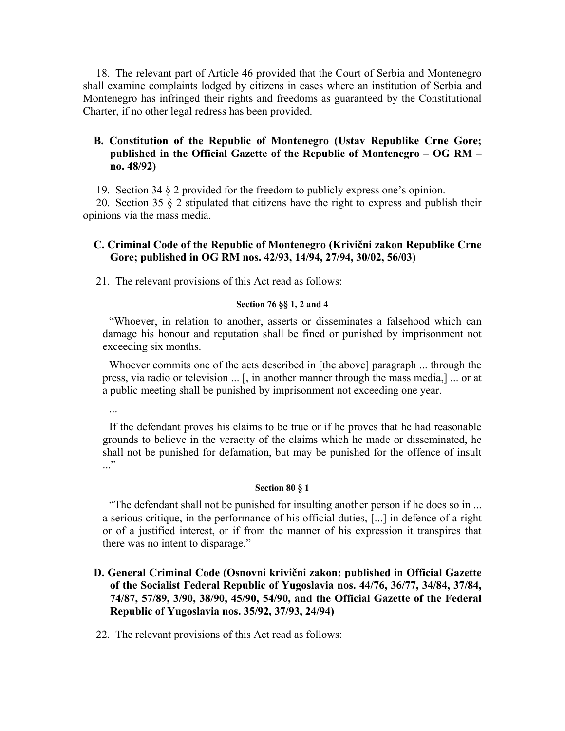18. The relevant part of Article 46 provided that the Court of Serbia and Montenegro shall examine complaints lodged by citizens in cases where an institution of Serbia and Montenegro has infringed their rights and freedoms as guaranteed by the Constitutional Charter, if no other legal redress has been provided.

### B. Constitution of the Republic of Montenegro (Ustav Republike Crne Gore; published in the Official Gazette of the Republic of Montenegro – OG RM – no. 48/92)

19. Section 34 § 2 provided for the freedom to publicly express one's opinion.

20. Section 35 § 2 stipulated that citizens have the right to express and publish their opinions via the mass media.

### C. Criminal Code of the Republic of Montenegro (Krivični zakon Republike Crne Gore; published in OG RM nos. 42/93, 14/94, 27/94, 30/02, 56/03)

21. The relevant provisions of this Act read as follows:

**Section 76 §§ 1, 2 and 4**

> "Whoever, in relation to another, asserts or disseminates a falsehood which can damage his honour and reputation shall be fined or punished by imprisonment not exceeding six months.
>
> Whoever commits one of the acts described in [the above] paragraph ... through the press, via radio or television ... [, in another manner through the mass media,] ... or at a public meeting shall be punished by imprisonment not exceeding one year.
>
> ...
>
> If the defendant proves his claims to be true or if he proves that he had reasonable grounds to believe in the veracity of the claims which he made or disseminated, he shall not be punished for defamation, but may be punished for the offence of insult ..."

**Section 80 § 1**

> "The defendant shall not be punished for insulting another person if he does so in ... a serious critique, in the performance of his official duties, [...] in defence of a right or of a justified interest, or if from the manner of his expression it transpires that there was no intent to disparage."

### D. General Criminal Code (Osnovni krivični zakon; published in Official Gazette of the Socialist Federal Republic of Yugoslavia nos. 44/76, 36/77, 34/84, 37/84, 74/87, 57/89, 3/90, 38/90, 45/90, 54/90, and the Official Gazette of the Federal Republic of Yugoslavia nos. 35/92, 37/93, 24/94)

22. The relevant provisions of this Act read as follows: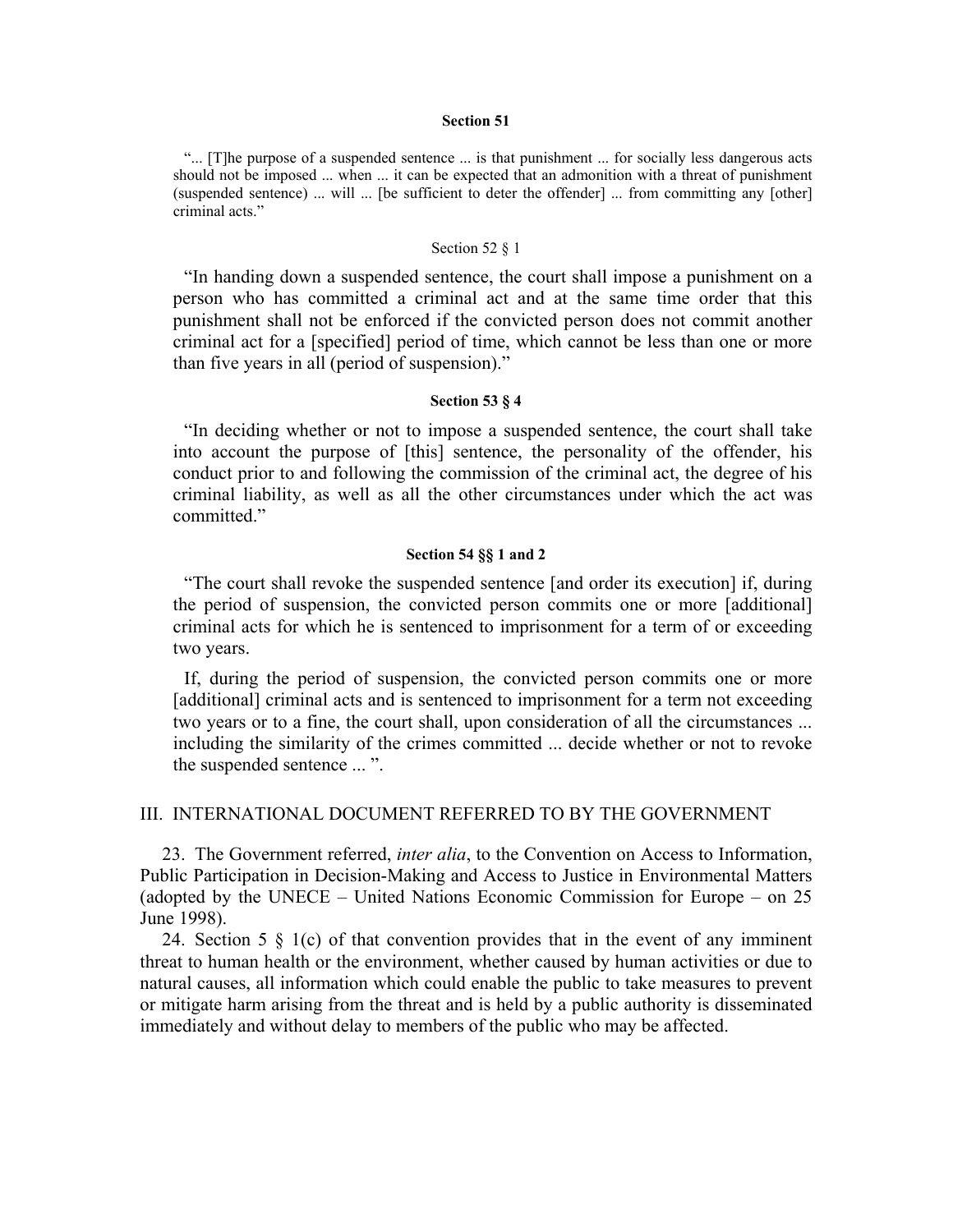**Section 51**

> "... [T]he purpose of a suspended sentence ... is that punishment ... for socially less dangerous acts should not be imposed ... when ... it can be expected that an admonition with a threat of punishment (suspended sentence) ... will ... [be sufficient to deter the offender] ... from committing any [other] criminal acts."

Section 52 § 1

> "In handing down a suspended sentence, the court shall impose a punishment on a person who has committed a criminal act and at the same time order that this punishment shall not be enforced if the convicted person does not commit another criminal act for a [specified] period of time, which cannot be less than one or more than five years in all (period of suspension)."

**Section 53 § 4**

> "In deciding whether or not to impose a suspended sentence, the court shall take into account the purpose of [this] sentence, the personality of the offender, his conduct prior to and following the commission of the criminal act, the degree of his criminal liability, as well as all the other circumstances under which the act was committed."

**Section 54 §§ 1 and 2**

> "The court shall revoke the suspended sentence [and order its execution] if, during the period of suspension, the convicted person commits one or more [additional] criminal acts for which he is sentenced to imprisonment for a term of or exceeding two years.
>
> If, during the period of suspension, the convicted person commits one or more [additional] criminal acts and is sentenced to imprisonment for a term not exceeding two years or to a fine, the court shall, upon consideration of all the circumstances ... including the similarity of the crimes committed ... decide whether or not to revoke the suspended sentence ... ".

## III. INTERNATIONAL DOCUMENT REFERRED TO BY THE GOVERNMENT

23. The Government referred, *inter alia*, to the Convention on Access to Information, Public Participation in Decision-Making and Access to Justice in Environmental Matters (adopted by the UNECE – United Nations Economic Commission for Europe – on 25 June 1998).

24. Section 5 § 1(c) of that convention provides that in the event of any imminent threat to human health or the environment, whether caused by human activities or due to natural causes, all information which could enable the public to take measures to prevent or mitigate harm arising from the threat and is held by a public authority is disseminated immediately and without delay to members of the public who may be affected.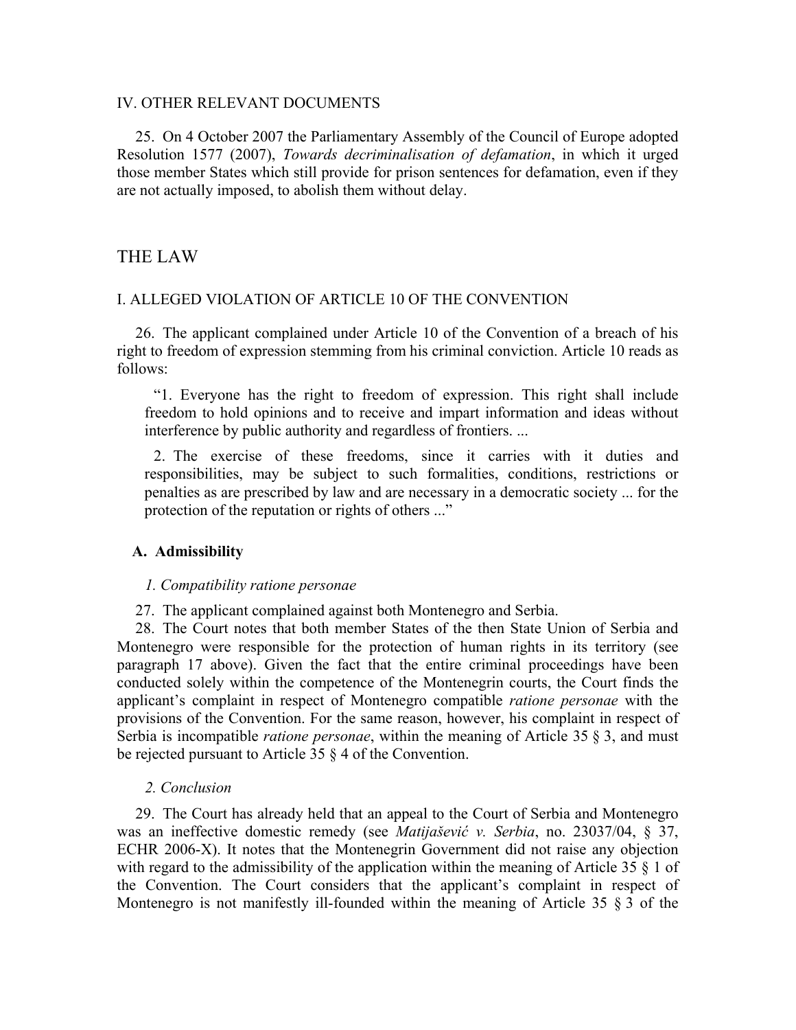IV. OTHER RELEVANT DOCUMENTS

25. On 4 October 2007 the Parliamentary Assembly of the Council of Europe adopted Resolution 1577 (2007), *Towards decriminalisation of defamation*, in which it urged those member States which still provide for prison sentences for defamation, even if they are not actually imposed, to abolish them without delay.

# THE LAW

## I. ALLEGED VIOLATION OF ARTICLE 10 OF THE CONVENTION

26. The applicant complained under Article 10 of the Convention of a breach of his right to freedom of expression stemming from his criminal conviction. Article 10 reads as follows:

> "1. Everyone has the right to freedom of expression. This right shall include freedom to hold opinions and to receive and impart information and ideas without interference by public authority and regardless of frontiers. ...
>
> 2. The exercise of these freedoms, since it carries with it duties and responsibilities, may be subject to such formalities, conditions, restrictions or penalties as are prescribed by law and are necessary in a democratic society ... for the protection of the reputation or rights of others ..."

### A. Admissibility

#### *1. Compatibility ratione personae*

27. The applicant complained against both Montenegro and Serbia.

28. The Court notes that both member States of the then State Union of Serbia and Montenegro were responsible for the protection of human rights in its territory (see paragraph 17 above). Given the fact that the entire criminal proceedings have been conducted solely within the competence of the Montenegrin courts, the Court finds the applicant's complaint in respect of Montenegro compatible *ratione personae* with the provisions of the Convention. For the same reason, however, his complaint in respect of Serbia is incompatible *ratione personae*, within the meaning of Article 35 § 3, and must be rejected pursuant to Article 35 § 4 of the Convention.

#### *2. Conclusion*

29. The Court has already held that an appeal to the Court of Serbia and Montenegro was an ineffective domestic remedy (see *Matijašević v. Serbia*, no. 23037/04, § 37, ECHR 2006-X). It notes that the Montenegrin Government did not raise any objection with regard to the admissibility of the application within the meaning of Article 35 § 1 of the Convention. The Court considers that the applicant's complaint in respect of Montenegro is not manifestly ill-founded within the meaning of Article 35 § 3 of the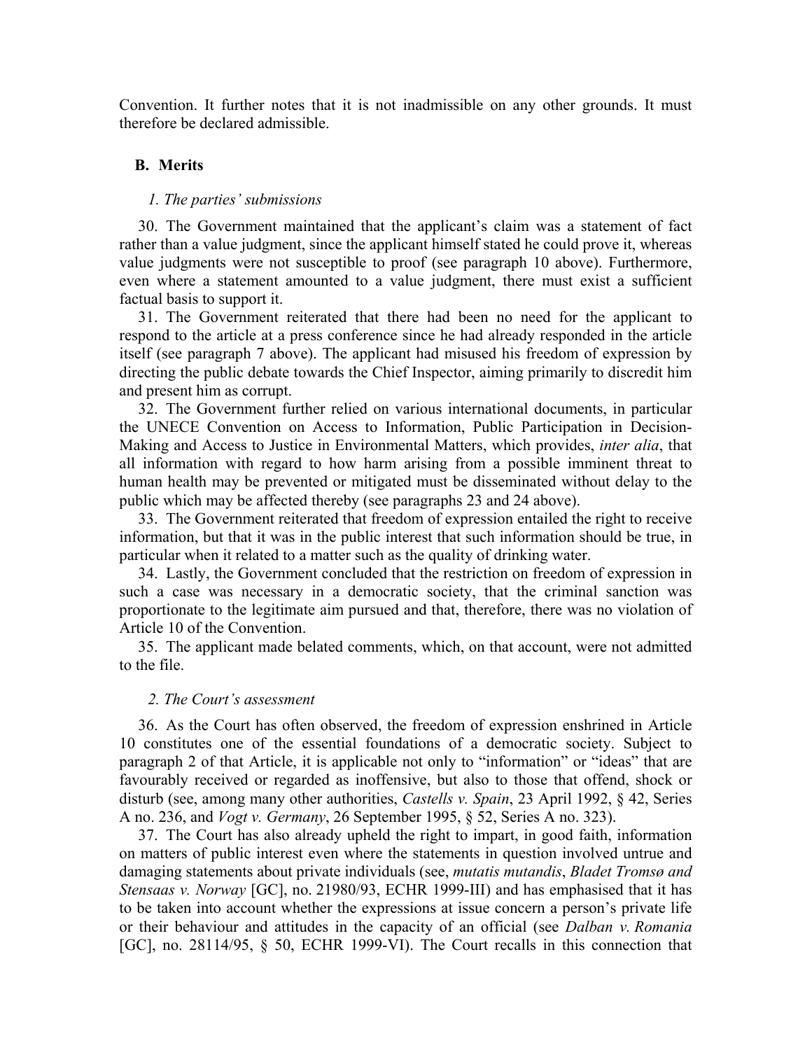Convention. It further notes that it is not inadmissible on any other grounds. It must therefore be declared admissible.

### B. Merits

#### *1. The parties' submissions*

30. The Government maintained that the applicant's claim was a statement of fact rather than a value judgment, since the applicant himself stated he could prove it, whereas value judgments were not susceptible to proof (see paragraph 10 above). Furthermore, even where a statement amounted to a value judgment, there must exist a sufficient factual basis to support it.

31. The Government reiterated that there had been no need for the applicant to respond to the article at a press conference since he had already responded in the article itself (see paragraph 7 above). The applicant had misused his freedom of expression by directing the public debate towards the Chief Inspector, aiming primarily to discredit him and present him as corrupt.

32. The Government further relied on various international documents, in particular the UNECE Convention on Access to Information, Public Participation in Decision-Making and Access to Justice in Environmental Matters, which provides, *inter alia*, that all information with regard to how harm arising from a possible imminent threat to human health may be prevented or mitigated must be disseminated without delay to the public which may be affected thereby (see paragraphs 23 and 24 above).

33. The Government reiterated that freedom of expression entailed the right to receive information, but that it was in the public interest that such information should be true, in particular when it related to a matter such as the quality of drinking water.

34. Lastly, the Government concluded that the restriction on freedom of expression in such a case was necessary in a democratic society, that the criminal sanction was proportionate to the legitimate aim pursued and that, therefore, there was no violation of Article 10 of the Convention.

35. The applicant made belated comments, which, on that account, were not admitted to the file.

#### *2. The Court's assessment*

36. As the Court has often observed, the freedom of expression enshrined in Article 10 constitutes one of the essential foundations of a democratic society. Subject to paragraph 2 of that Article, it is applicable not only to "information" or "ideas" that are favourably received or regarded as inoffensive, but also to those that offend, shock or disturb (see, among many other authorities, *Castells v. Spain*, 23 April 1992, § 42, Series A no. 236, and *Vogt v. Germany*, 26 September 1995, § 52, Series A no. 323).

37. The Court has also already upheld the right to impart, in good faith, information on matters of public interest even where the statements in question involved untrue and damaging statements about private individuals (see, *mutatis mutandis*, *Bladet Tromsø and Stensaas v. Norway* [GC], no. 21980/93, ECHR 1999-III) and has emphasised that it has to be taken into account whether the expressions at issue concern a person's private life or their behaviour and attitudes in the capacity of an official (see *Dalban v. Romania* [GC], no. 28114/95, § 50, ECHR 1999-VI). The Court recalls in this connection that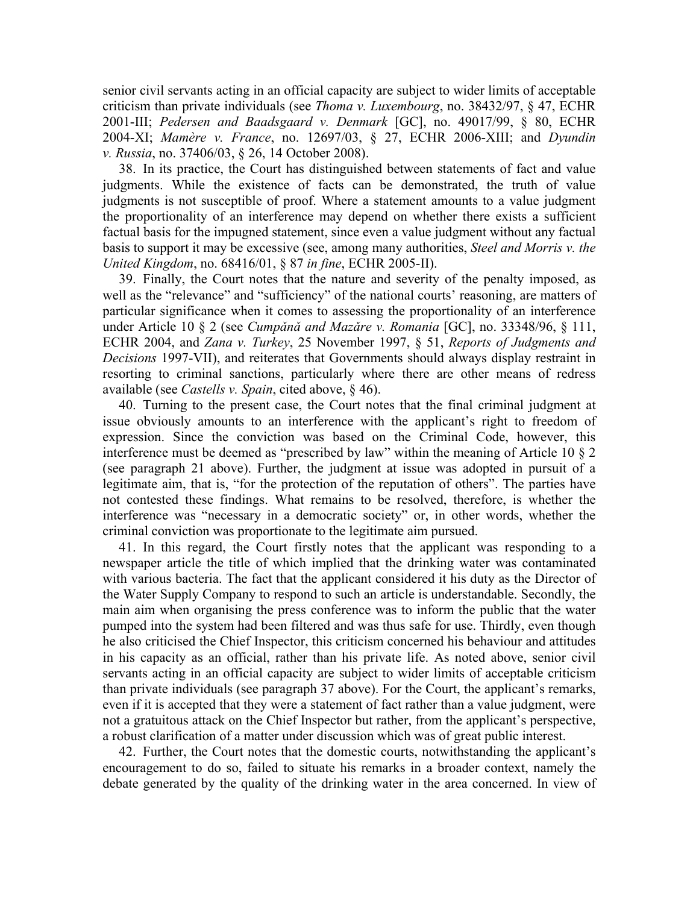senior civil servants acting in an official capacity are subject to wider limits of acceptable criticism than private individuals (see *Thoma v. Luxembourg*, no. 38432/97, § 47, ECHR 2001-III; *Pedersen and Baadsgaard v. Denmark* [GC], no. 49017/99, § 80, ECHR 2004-XI; *Mamère v. France*, no. 12697/03, § 27, ECHR 2006-XIII; and *Dyundin v. Russia*, no. 37406/03, § 26, 14 October 2008).

38. In its practice, the Court has distinguished between statements of fact and value judgments. While the existence of facts can be demonstrated, the truth of value judgments is not susceptible of proof. Where a statement amounts to a value judgment the proportionality of an interference may depend on whether there exists a sufficient factual basis for the impugned statement, since even a value judgment without any factual basis to support it may be excessive (see, among many authorities, *Steel and Morris v. the United Kingdom*, no. 68416/01, § 87 *in fine*, ECHR 2005-II).

39. Finally, the Court notes that the nature and severity of the penalty imposed, as well as the "relevance" and "sufficiency" of the national courts' reasoning, are matters of particular significance when it comes to assessing the proportionality of an interference under Article 10 § 2 (see *Cumpănă and Mazăre v. Romania* [GC], no. 33348/96, § 111, ECHR 2004, and *Zana v. Turkey*, 25 November 1997, § 51, *Reports of Judgments and Decisions* 1997-VII), and reiterates that Governments should always display restraint in resorting to criminal sanctions, particularly where there are other means of redress available (see *Castells v. Spain*, cited above, § 46).

40. Turning to the present case, the Court notes that the final criminal judgment at issue obviously amounts to an interference with the applicant's right to freedom of expression. Since the conviction was based on the Criminal Code, however, this interference must be deemed as "prescribed by law" within the meaning of Article 10 § 2 (see paragraph 21 above). Further, the judgment at issue was adopted in pursuit of a legitimate aim, that is, "for the protection of the reputation of others". The parties have not contested these findings. What remains to be resolved, therefore, is whether the interference was "necessary in a democratic society" or, in other words, whether the criminal conviction was proportionate to the legitimate aim pursued.

41. In this regard, the Court firstly notes that the applicant was responding to a newspaper article the title of which implied that the drinking water was contaminated with various bacteria. The fact that the applicant considered it his duty as the Director of the Water Supply Company to respond to such an article is understandable. Secondly, the main aim when organising the press conference was to inform the public that the water pumped into the system had been filtered and was thus safe for use. Thirdly, even though he also criticised the Chief Inspector, this criticism concerned his behaviour and attitudes in his capacity as an official, rather than his private life. As noted above, senior civil servants acting in an official capacity are subject to wider limits of acceptable criticism than private individuals (see paragraph 37 above). For the Court, the applicant's remarks, even if it is accepted that they were a statement of fact rather than a value judgment, were not a gratuitous attack on the Chief Inspector but rather, from the applicant's perspective, a robust clarification of a matter under discussion which was of great public interest.

42. Further, the Court notes that the domestic courts, notwithstanding the applicant's encouragement to do so, failed to situate his remarks in a broader context, namely the debate generated by the quality of the drinking water in the area concerned. In view of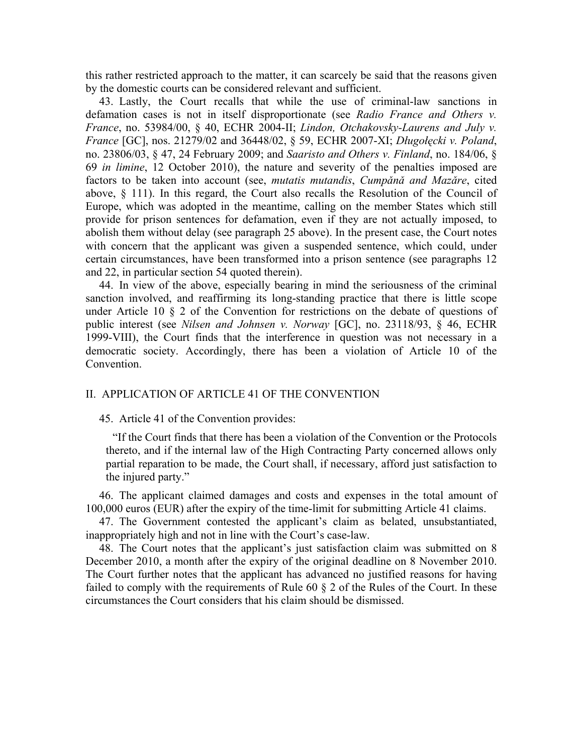this rather restricted approach to the matter, it can scarcely be said that the reasons given by the domestic courts can be considered relevant and sufficient.

43. Lastly, the Court recalls that while the use of criminal-law sanctions in defamation cases is not in itself disproportionate (see *Radio France and Others v. France*, no. 53984/00, § 40, ECHR 2004-II; *Lindon, Otchakovsky-Laurens and July v. France* [GC], nos. 21279/02 and 36448/02, § 59, ECHR 2007-XI; *Długołęcki v. Poland*, no. 23806/03, § 47, 24 February 2009; and *Saaristo and Others v. Finland*, no. 184/06, § 69 *in limine*, 12 October 2010), the nature and severity of the penalties imposed are factors to be taken into account (see, *mutatis mutandis*, *Cumpǎnǎ and Mazǎre*, cited above, § 111). In this regard, the Court also recalls the Resolution of the Council of Europe, which was adopted in the meantime, calling on the member States which still provide for prison sentences for defamation, even if they are not actually imposed, to abolish them without delay (see paragraph 25 above). In the present case, the Court notes with concern that the applicant was given a suspended sentence, which could, under certain circumstances, have been transformed into a prison sentence (see paragraphs 12 and 22, in particular section 54 quoted therein).

44. In view of the above, especially bearing in mind the seriousness of the criminal sanction involved, and reaffirming its long-standing practice that there is little scope under Article 10 § 2 of the Convention for restrictions on the debate of questions of public interest (see *Nilsen and Johnsen v. Norway* [GC], no. 23118/93, § 46, ECHR 1999-VIII), the Court finds that the interference in question was not necessary in a democratic society. Accordingly, there has been a violation of Article 10 of the Convention.

## II. APPLICATION OF ARTICLE 41 OF THE CONVENTION

45. Article 41 of the Convention provides:

> "If the Court finds that there has been a violation of the Convention or the Protocols thereto, and if the internal law of the High Contracting Party concerned allows only partial reparation to be made, the Court shall, if necessary, afford just satisfaction to the injured party."

46. The applicant claimed damages and costs and expenses in the total amount of 100,000 euros (EUR) after the expiry of the time-limit for submitting Article 41 claims.

47. The Government contested the applicant's claim as belated, unsubstantiated, inappropriately high and not in line with the Court's case-law.

48. The Court notes that the applicant's just satisfaction claim was submitted on 8 December 2010, a month after the expiry of the original deadline on 8 November 2010. The Court further notes that the applicant has advanced no justified reasons for having failed to comply with the requirements of Rule 60 § 2 of the Rules of the Court. In these circumstances the Court considers that his claim should be dismissed.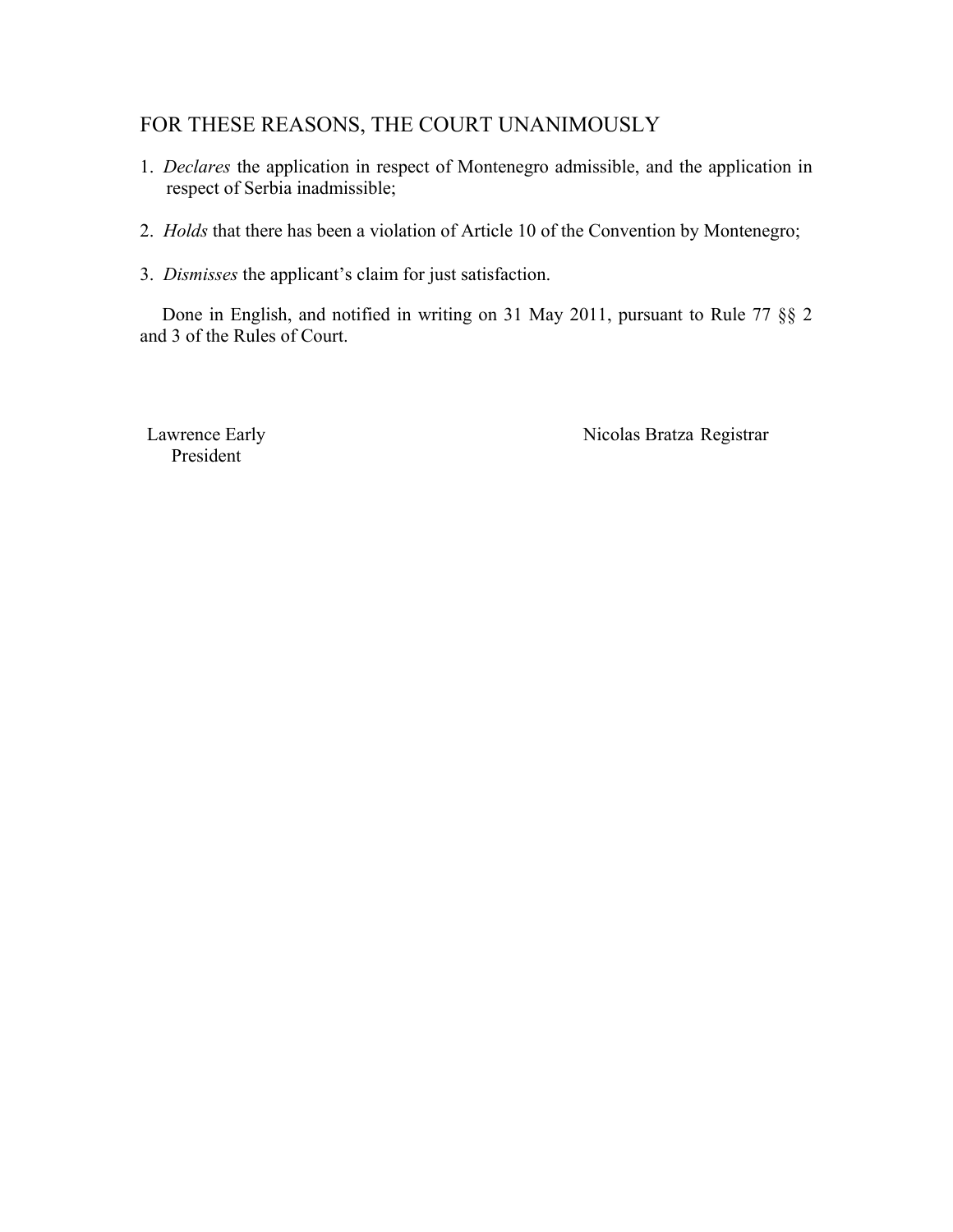## FOR THESE REASONS, THE COURT UNANIMOUSLY

1. *Declares* the application in respect of Montenegro admissible, and the application in respect of Serbia inadmissible;

2. *Holds* that there has been a violation of Article 10 of the Convention by Montenegro;

3. *Dismisses* the applicant's claim for just satisfaction.

Done in English, and notified in writing on 31 May 2011, pursuant to Rule 77 §§ 2 and 3 of the Rules of Court.

Lawrence Early
President

Nicolas Bratza Registrar